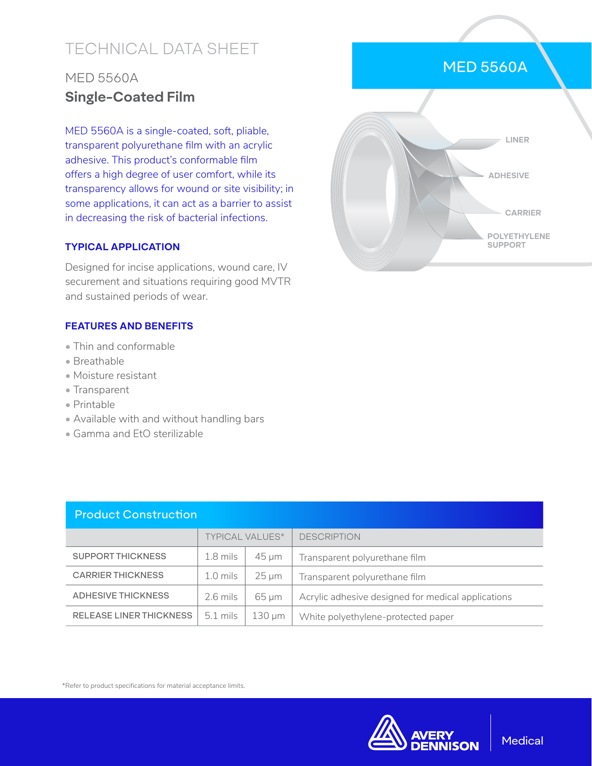# TECHNICAL DATA SHEET

## MED 5560A

## **Single-Coated Film**

MED 5560A is a single-coated, soft, pliable, transparent polyurethane film with an acrylic adhesive. This product's conformable film offers a high degree of user comfort, while its transparency allows for wound or site visibility; in some applications, it can act as a barrier to assist in decreasing the risk of bacterial infections.

MED 5560A

LINER

ADHESIVE

CARRIER

POLYETHYLENE SUPPORT

### TYPICAL APPLICATION

Designed for incise applications, wound care, IV securement and situations requiring good MVTR and sustained periods of wear.

### FEATURES AND BENEFITS

- Thin and conformable
- Breathable
- Moisture resistant
- Transparent
- Printable
- Available with and without handling bars
- Gamma and EtO sterilizable

### Product Construction

| | TYPICAL VALUES* | | DESCRIPTION |
|---|---|---|---|
| SUPPORT THICKNESS | 1.8 mils | 45 µm | Transparent polyurethane film |
| CARRIER THICKNESS | 1.0 mils | 25 µm | Transparent polyurethane film |
| ADHESIVE THICKNESS | 2.6 mils | 65 µm | Acrylic adhesive designed for medical applications |
| RELEASE LINER THICKNESS | 5.1 mils | 130 µm | White polyethylene-protected paper |

*Refer to product specifications for material acceptance limits.

AVERY DENNISON | Medical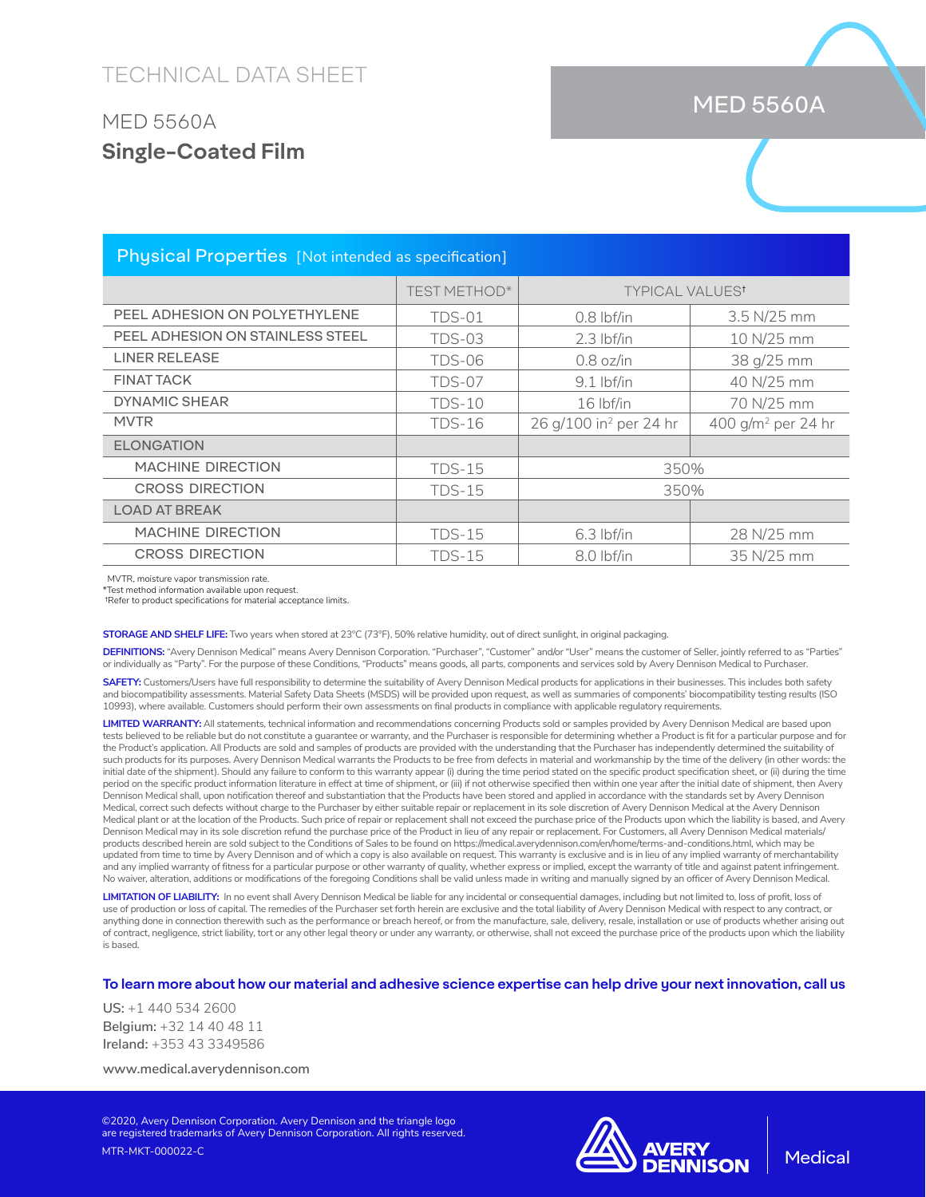TECHNICAL DATA SHEET

MED 5560A

## Single-Coated Film

MED 5560A

## Physical Properties [Not intended as specification]

| | TEST METHOD* | TYPICAL VALUES† | |
|---|---|---|---|
| PEEL ADHESION ON POLYETHYLENE | TDS-01 | 0.8 lbf/in | 3.5 N/25 mm |
| PEEL ADHESION ON STAINLESS STEEL | TDS-03 | 2.3 lbf/in | 10 N/25 mm |
| LINER RELEASE | TDS-06 | 0.8 oz/in | 38 g/25 mm |
| FINAT TACK | TDS-07 | 9.1 lbf/in | 40 N/25 mm |
| DYNAMIC SHEAR | TDS-10 | 16 lbf/in | 70 N/25 mm |
| MVTR | TDS-16 | 26 g/100 in$^2$ per 24 hr | 400 g/m$^2$ per 24 hr |
| ELONGATION | | | |
| MACHINE DIRECTION | TDS-15 | 350% | |
| CROSS DIRECTION | TDS-15 | 350% | |
| LOAD AT BREAK | | | |
| MACHINE DIRECTION | TDS-15 | 6.3 lbf/in | 28 N/25 mm |
| CROSS DIRECTION | TDS-15 | 8.0 lbf/in | 35 N/25 mm |

MVTR, moisture vapor transmission rate.
*Test method information available upon request.
†Refer to product specifications for material acceptance limits.

**STORAGE AND SHELF LIFE:** Two years when stored at 23°C (73°F), 50% relative humidity, out of direct sunlight, in original packaging.

**DEFINITIONS:** "Avery Dennison Medical" means Avery Dennison Corporation. "Purchaser", "Customer" and/or "User" means the customer of Seller, jointly referred to as "Parties" or individually as "Party". For the purpose of these Conditions, "Products" means goods, all parts, components and services sold by Avery Dennison Medical to Purchaser.

**SAFETY:** Customers/Users have full responsibility to determine the suitability of Avery Dennison Medical products for applications in their businesses. This includes both safety and biocompatibility assessments. Material Safety Data Sheets (MSDS) will be provided upon request, as well as summaries of components' biocompatibility testing results (ISO 10993), where available. Customers should perform their own assessments on final products in compliance with applicable regulatory requirements.

**LIMITED WARRANTY:** All statements, technical information and recommendations concerning Products sold or samples provided by Avery Dennison Medical are based upon tests believed to be reliable but do not constitute a guarantee or warranty, and the Purchaser is responsible for determining whether a Product is fit for a particular purpose and for the Product's application. All Products are sold and samples of products are provided with the understanding that the Purchaser has independently determined the suitability of such products for its purposes. Avery Dennison Medical warrants the Products to be free from defects in material and workmanship by the time of the delivery (in other words: the initial date of the shipment). Should any failure to conform to this warranty appear (i) during the time period stated on the specific product specification sheet, or (ii) during the time period on the specific product information literature in effect at time of shipment, or (iii) if not otherwise specified then within one year after the initial date of shipment, then Avery Dennison Medical shall, upon notification thereof and substantiation that the Products have been stored and applied in accordance with the standards set by Avery Dennison Medical, correct such defects without charge to the Purchaser by either suitable repair or replacement in its sole discretion of Avery Dennison Medical at the Avery Dennison Medical plant or at the location of the Products. Such price of repair or replacement shall not exceed the purchase price of the Products upon which the liability is based, and Avery Dennison Medical may in its sole discretion refund the purchase price of the Product in lieu of any repair or replacement. For Customers, all Avery Dennison Medical materials/ products described herein are sold subject to the Conditions of Sales to be found on https://medical.averydennison.com/en/home/terms-and-conditions.html, which may be updated from time to time by Avery Dennison and of which a copy is also available on request. This warranty is exclusive and is in lieu of any implied warranty of merchantability and any implied warranty of fitness for a particular purpose or other warranty of quality, whether express or implied, except the warranty of title and against patent infringement. No waiver, alteration, additions or modifications of the foregoing Conditions shall be valid unless made in writing and manually signed by an officer of Avery Dennison Medical.

**LIMITATION OF LIABILITY:** In no event shall Avery Dennison Medical be liable for any incidental or consequential damages, including but not limited to, loss of profit, loss of use of production or loss of capital. The remedies of the Purchaser set forth herein are exclusive and the total liability of Avery Dennison Medical with respect to any contract, or anything done in connection therewith such as the performance or breach hereof, or from the manufacture, sale, delivery, resale, installation or use of products whether arising out of contract, negligence, strict liability, tort or any other legal theory or under any warranty, or otherwise, shall not exceed the purchase price of the products upon which the liability is based.

**To learn more about how our material and adhesive science expertise can help drive your next innovation, call us**

US: +1 440 534 2600
Belgium: +32 14 40 48 11
Ireland: +353 43 3349586

www.medical.averydennison.com

©2020, Avery Dennison Corporation. Avery Dennison and the triangle logo are registered trademarks of Avery Dennison Corporation. All rights reserved.

MTR-MKT-000022-C

AVERY DENNISON Medical